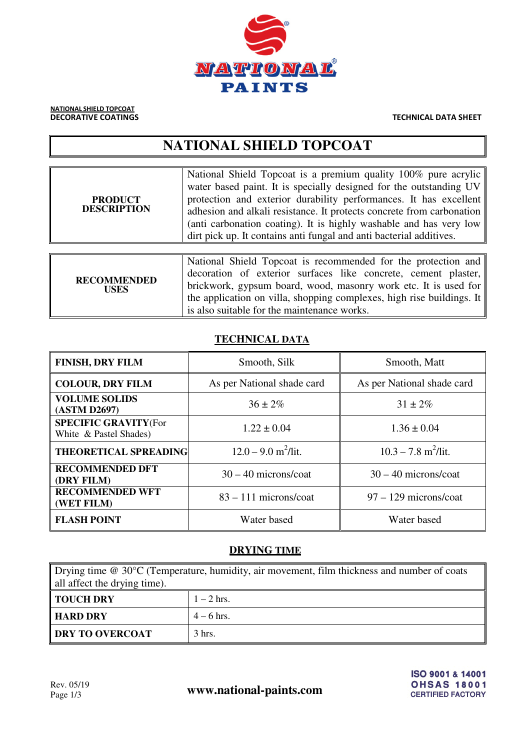NATIONAL SHIELD TOPCOAT
DECORATIVE COATINGS

TECHNICAL DATA SHEET

# NATIONAL SHIELD TOPCOAT

| **PRODUCT DESCRIPTION** | National Shield Topcoat is a premium quality 100% pure acrylic water based paint. It is specially designed for the outstanding UV protection and exterior durability performances. It has excellent adhesion and alkali resistance. It protects concrete from carbonation (anti carbonation coating). It is highly washable and has very low dirt pick up. It contains anti fungal and anti bacterial additives. |
|---|---|

| **RECOMMENDED USES** | National Shield Topcoat is recommended for the protection and decoration of exterior surfaces like concrete, cement plaster, brickwork, gypsum board, wood, masonry work etc. It is used for the application on villa, shopping complexes, high rise buildings. It is also suitable for the maintenance works. |
|---|---|

## TECHNICAL DATA

| **FINISH, DRY FILM** | Smooth, Silk | Smooth, Matt |
|---|---|---|
| **COLOUR, DRY FILM** | As per National shade card | As per National shade card |
| **VOLUME SOLIDS (ASTM D2697)** | 36 ± 2% | 31 ± 2% |
| **SPECIFIC GRAVITY** (For White & Pastel Shades) | 1.22 ± 0.04 | 1.36 ± 0.04 |
| **THEORETICAL SPREADING** | 12.0 – 9.0 $m^2$/lit. | 10.3 – 7.8 $m^2$/lit. |
| **RECOMMENDED DFT (DRY FILM)** | 30 – 40 microns/coat | 30 – 40 microns/coat |
| **RECOMMENDED WFT (WET FILM)** | 83 – 111 microns/coat | 97 – 129 microns/coat |
| **FLASH POINT** | Water based | Water based |

## DRYING TIME

| Drying time @ 30°C (Temperature, humidity, air movement, film thickness and number of coats all affect the drying time). | |
|---|---|
| **TOUCH DRY** | 1 – 2 hrs. |
| **HARD DRY** | 4 – 6 hrs. |
| **DRY TO OVERCOAT** | 3 hrs. |

Rev. 05/19

www.national-paints.com

ISO 9001 & 14001
OHSAS 18001
CERTIFIED FACTORY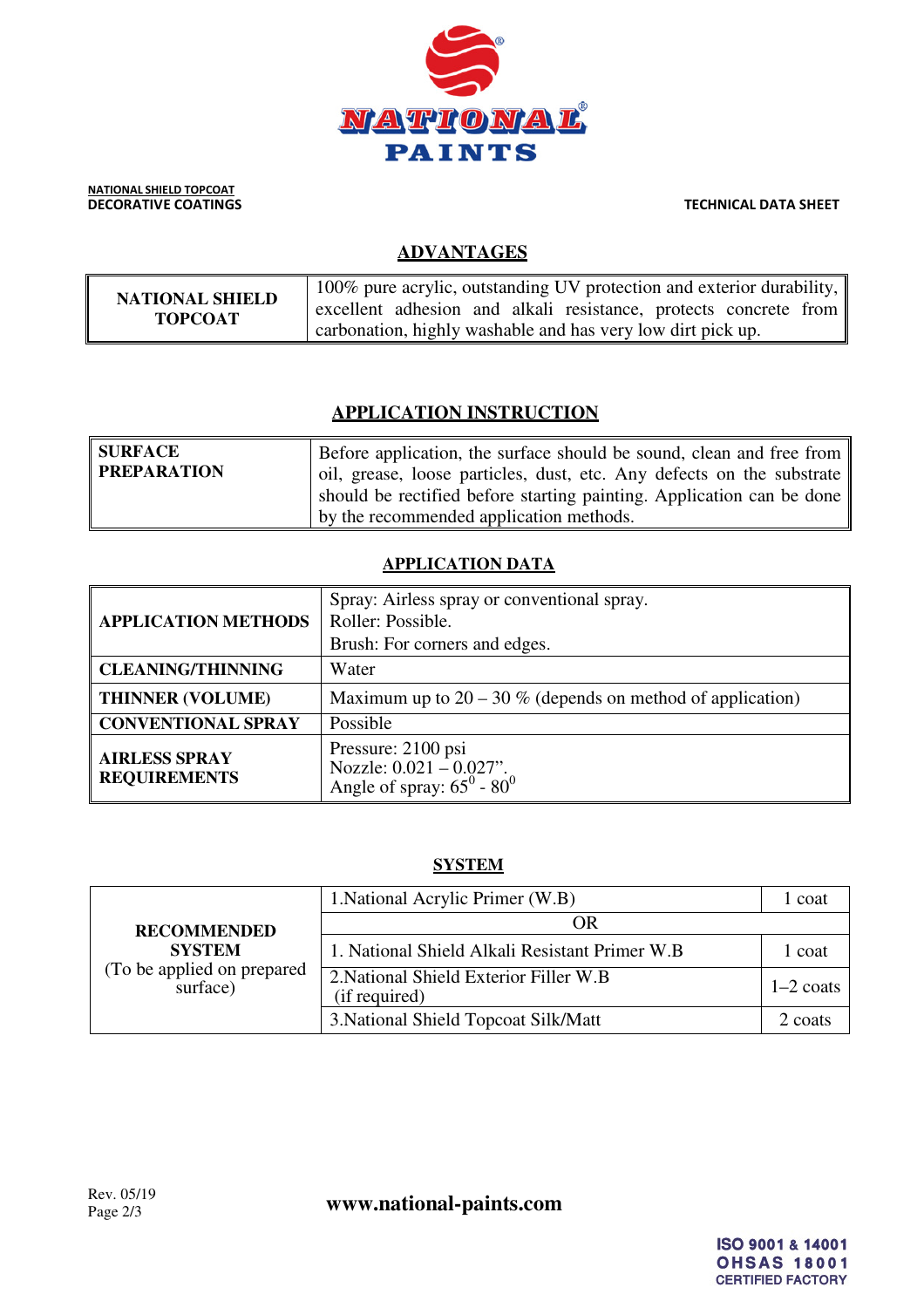NATIONAL SHIELD TOPCOAT
DECORATIVE COATINGS

TECHNICAL DATA SHEET

## ADVANTAGES

| NATIONAL SHIELD TOPCOAT | 100% pure acrylic, outstanding UV protection and exterior durability, excellent adhesion and alkali resistance, protects concrete from carbonation, highly washable and has very low dirt pick up. |
|---|---|

## APPLICATION INSTRUCTION

| SURFACE PREPARATION | Before application, the surface should be sound, clean and free from oil, grease, loose particles, dust, etc. Any defects on the substrate should be rectified before starting painting. Application can be done by the recommended application methods. |
|---|---|

## APPLICATION DATA

| APPLICATION METHODS | Spray: Airless spray or conventional spray.<br>Roller: Possible.<br>Brush: For corners and edges. |
|---|---|
| CLEANING/THINNING | Water |
| THINNER (VOLUME) | Maximum up to 20 – 30 % (depends on method of application) |
| CONVENTIONAL SPRAY | Possible |
| AIRLESS SPRAY REQUIREMENTS | Pressure: 2100 psi<br>Nozzle: 0.021 – 0.027".<br>Angle of spray: $65^0$ - $80^0$ |

## SYSTEM

| RECOMMENDED SYSTEM (To be applied on prepared surface) | 1.National Acrylic Primer (W.B) | 1 coat |
|---|---|---|
| | OR | |
| | 1. National Shield Alkali Resistant Primer W.B | 1 coat |
| | 2.National Shield Exterior Filler W.B (if required) | 1–2 coats |
| | 3.National Shield Topcoat Silk/Matt | 2 coats |

Rev. 05/19

www.national-paints.com

ISO 9001 & 14001
OHSAS 18001
CERTIFIED FACTORY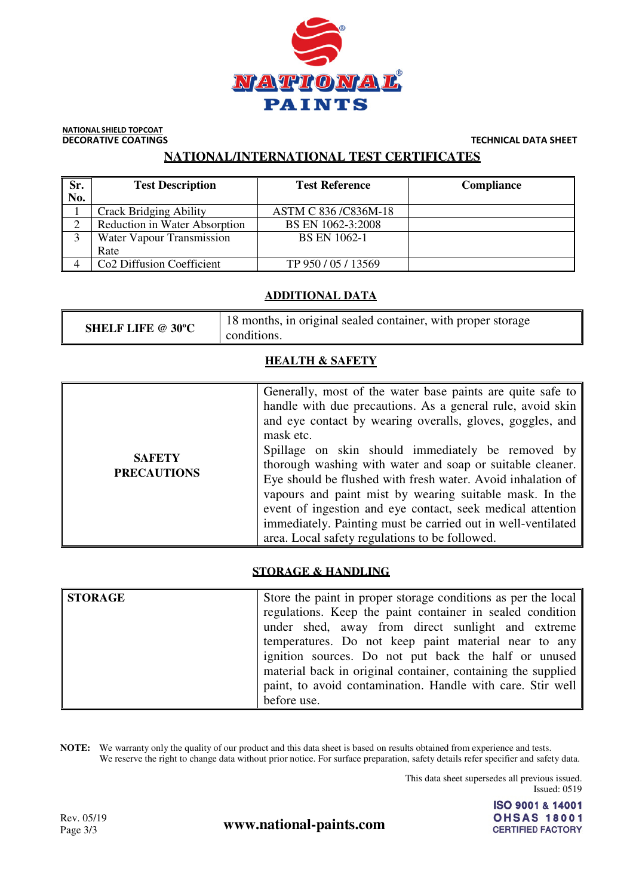NATIONAL SHIELD TOPCOAT
DECORATIVE COATINGS

TECHNICAL DATA SHEET

## NATIONAL/INTERNATIONAL TEST CERTIFICATES

| Sr. No. | Test Description | Test Reference | Compliance |
|---|---|---|---|
| 1 | Crack Bridging Ability | ASTM C 836 /C836M-18 | |
| 2 | Reduction in Water Absorption | BS EN 1062-3:2008 | |
| 3 | Water Vapour Transmission Rate | BS EN 1062-1 | |
| 4 | Co2 Diffusion Coefficient | TP 950 / 05 / 13569 | |

## ADDITIONAL DATA

| | |
|---|---|
| **SHELF LIFE @ 30ºC** | 18 months, in original sealed container, with proper storage conditions. |

## HEALTH & SAFETY

| | |
|---|---|
| **SAFETY PRECAUTIONS** | Generally, most of the water base paints are quite safe to handle with due precautions. As a general rule, avoid skin and eye contact by wearing overalls, gloves, goggles, and mask etc. Spillage on skin should immediately be removed by thorough washing with water and soap or suitable cleaner. Eye should be flushed with fresh water. Avoid inhalation of vapours and paint mist by wearing suitable mask. In the event of ingestion and eye contact, seek medical attention immediately. Painting must be carried out in well-ventilated area. Local safety regulations to be followed. |

## STORAGE & HANDLING

| | |
|---|---|
| **STORAGE** | Store the paint in proper storage conditions as per the local regulations. Keep the paint container in sealed condition under shed, away from direct sunlight and extreme temperatures. Do not keep paint material near to any ignition sources. Do not put back the half or unused material back in original container, containing the supplied paint, to avoid contamination. Handle with care. Stir well before use. |

**NOTE:** We warranty only the quality of our product and this data sheet is based on results obtained from experience and tests. We reserve the right to change data without prior notice. For surface preparation, safety details refer specifier and safety data.

This data sheet supersedes all previous issued.
Issued: 0519

Rev. 05/19

www.national-paints.com

ISO 9001 & 14001
OHSAS 18001
CERTIFIED FACTORY